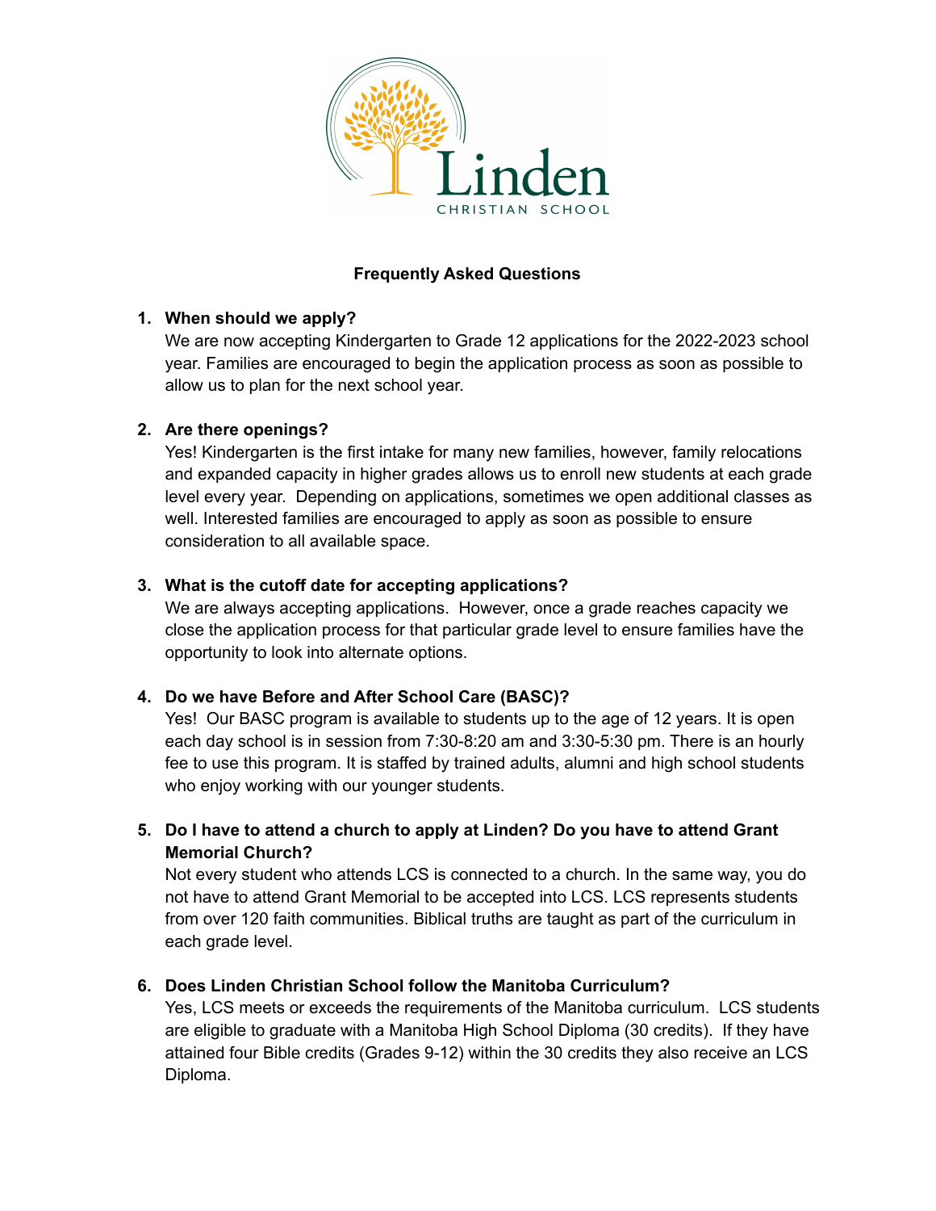Linden
CHRISTIAN SCHOOL

# Frequently Asked Questions

1. **When should we apply?**
   We are now accepting Kindergarten to Grade 12 applications for the 2022-2023 school year. Families are encouraged to begin the application process as soon as possible to allow us to plan for the next school year.

2. **Are there openings?**
   Yes! Kindergarten is the first intake for many new families, however, family relocations and expanded capacity in higher grades allows us to enroll new students at each grade level every year. Depending on applications, sometimes we open additional classes as well. Interested families are encouraged to apply as soon as possible to ensure consideration to all available space.

3. **What is the cutoff date for accepting applications?**
   We are always accepting applications. However, once a grade reaches capacity we close the application process for that particular grade level to ensure families have the opportunity to look into alternate options.

4. **Do we have Before and After School Care (BASC)?**
   Yes! Our BASC program is available to students up to the age of 12 years. It is open each day school is in session from 7:30-8:20 am and 3:30-5:30 pm. There is an hourly fee to use this program. It is staffed by trained adults, alumni and high school students who enjoy working with our younger students.

5. **Do I have to attend a church to apply at Linden? Do you have to attend Grant Memorial Church?**
   Not every student who attends LCS is connected to a church. In the same way, you do not have to attend Grant Memorial to be accepted into LCS. LCS represents students from over 120 faith communities. Biblical truths are taught as part of the curriculum in each grade level.

6. **Does Linden Christian School follow the Manitoba Curriculum?**
   Yes, LCS meets or exceeds the requirements of the Manitoba curriculum. LCS students are eligible to graduate with a Manitoba High School Diploma (30 credits). If they have attained four Bible credits (Grades 9-12) within the 30 credits they also receive an LCS Diploma.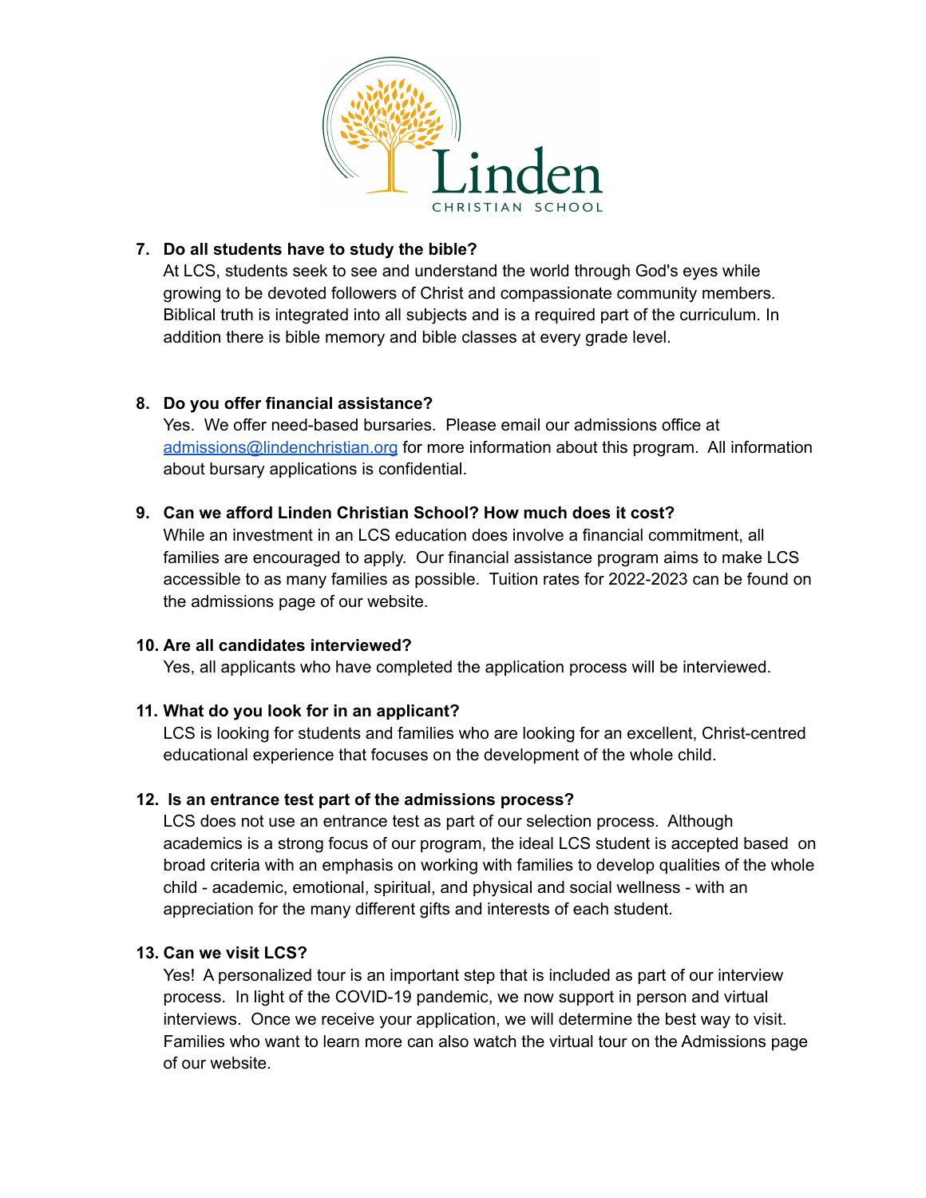7. **Do all students have to study the bible?**
   At LCS, students seek to see and understand the world through God's eyes while growing to be devoted followers of Christ and compassionate community members. Biblical truth is integrated into all subjects and is a required part of the curriculum. In addition there is bible memory and bible classes at every grade level.

8. **Do you offer financial assistance?**
   Yes. We offer need-based bursaries. Please email our admissions office at [admissions@lindenchristian.org](mailto:admissions@lindenchristian.org) for more information about this program. All information about bursary applications is confidential.

9. **Can we afford Linden Christian School? How much does it cost?**
   While an investment in an LCS education does involve a financial commitment, all families are encouraged to apply. Our financial assistance program aims to make LCS accessible to as many families as possible. Tuition rates for 2022-2023 can be found on the admissions page of our website.

10. **Are all candidates interviewed?**
    Yes, all applicants who have completed the application process will be interviewed.

11. **What do you look for in an applicant?**
    LCS is looking for students and families who are looking for an excellent, Christ-centred educational experience that focuses on the development of the whole child.

12. **Is an entrance test part of the admissions process?**
    LCS does not use an entrance test as part of our selection process. Although academics is a strong focus of our program, the ideal LCS student is accepted based on broad criteria with an emphasis on working with families to develop qualities of the whole child - academic, emotional, spiritual, and physical and social wellness - with an appreciation for the many different gifts and interests of each student.

13. **Can we visit LCS?**
    Yes! A personalized tour is an important step that is included as part of our interview process. In light of the COVID-19 pandemic, we now support in person and virtual interviews. Once we receive your application, we will determine the best way to visit. Families who want to learn more can also watch the virtual tour on the Admissions page of our website.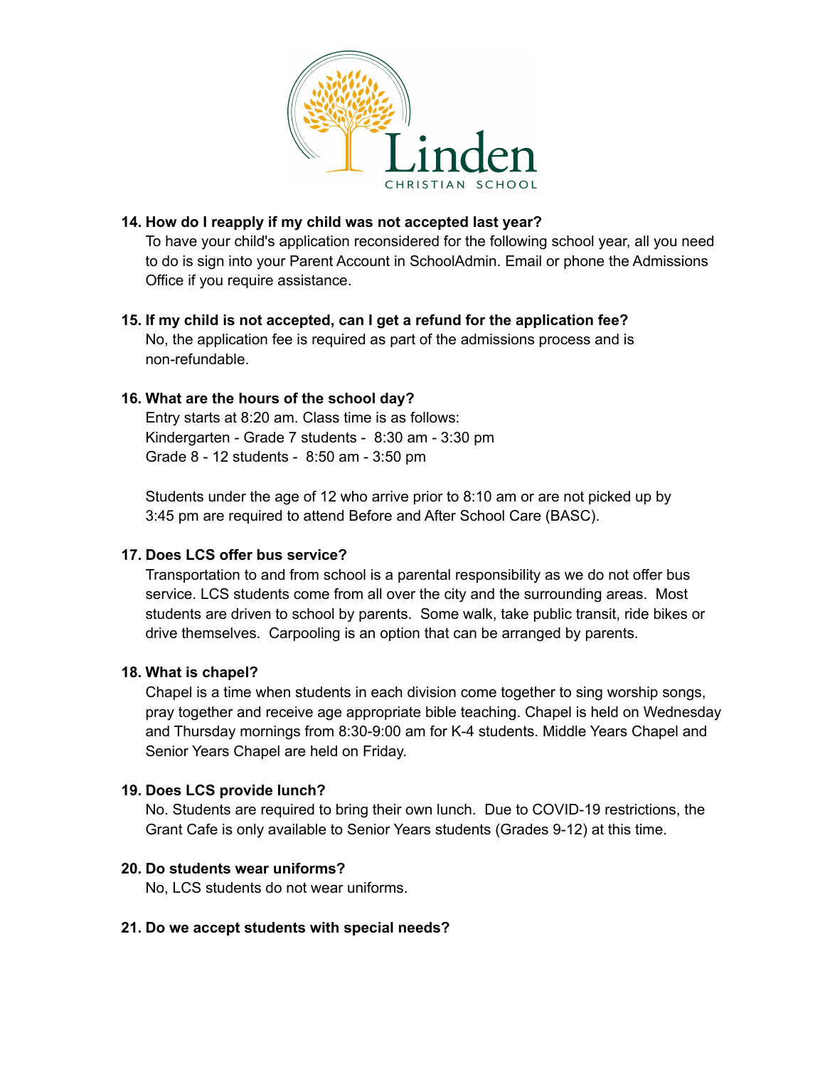**14. How do I reapply if my child was not accepted last year?**

To have your child's application reconsidered for the following school year, all you need to do is sign into your Parent Account in SchoolAdmin. Email or phone the Admissions Office if you require assistance.

**15. If my child is not accepted, can I get a refund for the application fee?**

No, the application fee is required as part of the admissions process and is non-refundable.

**16. What are the hours of the school day?**

Entry starts at 8:20 am. Class time is as follows:
Kindergarten - Grade 7 students - 8:30 am - 3:30 pm
Grade 8 - 12 students - 8:50 am - 3:50 pm

Students under the age of 12 who arrive prior to 8:10 am or are not picked up by 3:45 pm are required to attend Before and After School Care (BASC).

**17. Does LCS offer bus service?**

Transportation to and from school is a parental responsibility as we do not offer bus service. LCS students come from all over the city and the surrounding areas. Most students are driven to school by parents. Some walk, take public transit, ride bikes or drive themselves. Carpooling is an option that can be arranged by parents.

**18. What is chapel?**

Chapel is a time when students in each division come together to sing worship songs, pray together and receive age appropriate bible teaching. Chapel is held on Wednesday and Thursday mornings from 8:30-9:00 am for K-4 students. Middle Years Chapel and Senior Years Chapel are held on Friday.

**19. Does LCS provide lunch?**

No. Students are required to bring their own lunch. Due to COVID-19 restrictions, the Grant Cafe is only available to Senior Years students (Grades 9-12) at this time.

**20. Do students wear uniforms?**

No, LCS students do not wear uniforms.

**21. Do we accept students with special needs?**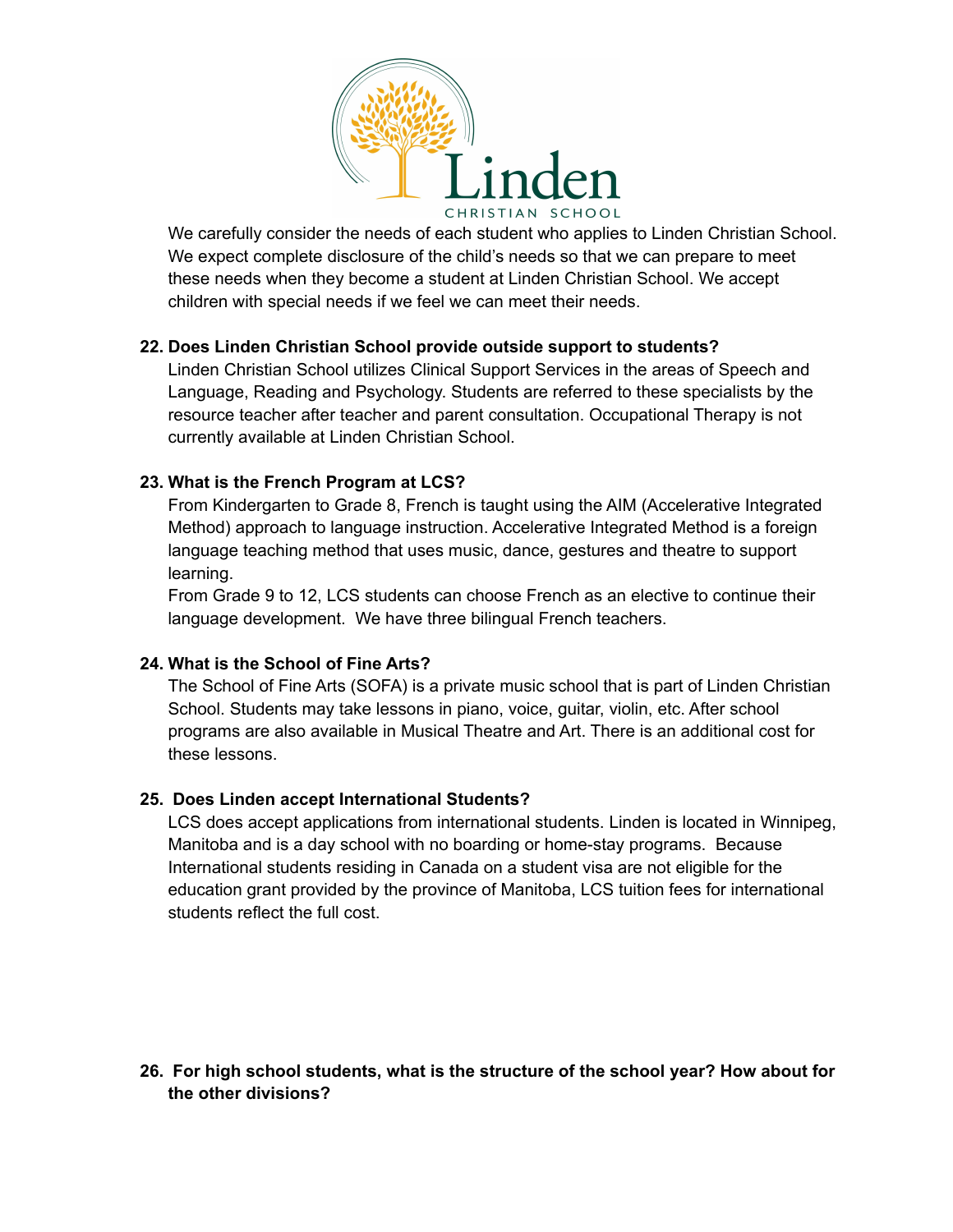We carefully consider the needs of each student who applies to Linden Christian School. We expect complete disclosure of the child's needs so that we can prepare to meet these needs when they become a student at Linden Christian School. We accept children with special needs if we feel we can meet their needs.

**22. Does Linden Christian School provide outside support to students?**

Linden Christian School utilizes Clinical Support Services in the areas of Speech and Language, Reading and Psychology. Students are referred to these specialists by the resource teacher after teacher and parent consultation. Occupational Therapy is not currently available at Linden Christian School.

**23. What is the French Program at LCS?**

From Kindergarten to Grade 8, French is taught using the AIM (Accelerative Integrated Method) approach to language instruction. Accelerative Integrated Method is a foreign language teaching method that uses music, dance, gestures and theatre to support learning.

From Grade 9 to 12, LCS students can choose French as an elective to continue their language development. We have three bilingual French teachers.

**24. What is the School of Fine Arts?**

The School of Fine Arts (SOFA) is a private music school that is part of Linden Christian School. Students may take lessons in piano, voice, guitar, violin, etc. After school programs are also available in Musical Theatre and Art. There is an additional cost for these lessons.

**25. Does Linden accept International Students?**

LCS does accept applications from international students. Linden is located in Winnipeg, Manitoba and is a day school with no boarding or home-stay programs. Because International students residing in Canada on a student visa are not eligible for the education grant provided by the province of Manitoba, LCS tuition fees for international students reflect the full cost.

**26. For high school students, what is the structure of the school year? How about for the other divisions?**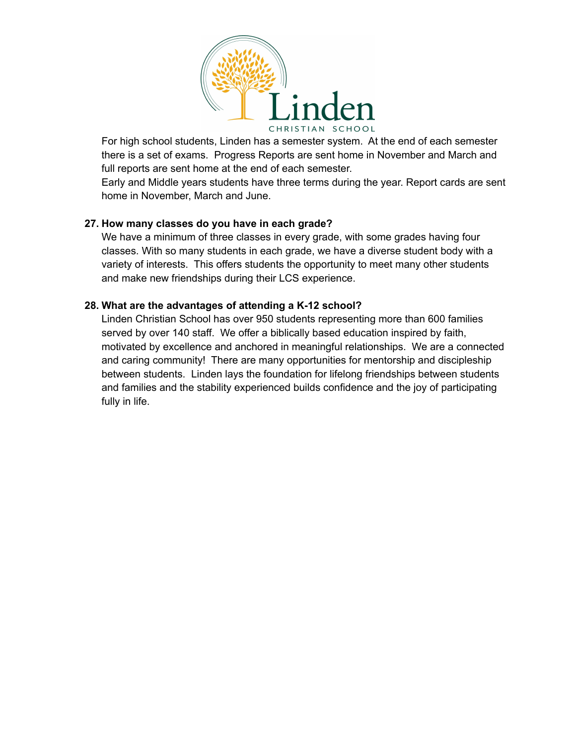For high school students, Linden has a semester system. At the end of each semester there is a set of exams. Progress Reports are sent home in November and March and full reports are sent home at the end of each semester.

Early and Middle years students have three terms during the year. Report cards are sent home in November, March and June.

**27. How many classes do you have in each grade?**

We have a minimum of three classes in every grade, with some grades having four classes. With so many students in each grade, we have a diverse student body with a variety of interests. This offers students the opportunity to meet many other students and make new friendships during their LCS experience.

**28. What are the advantages of attending a K-12 school?**

Linden Christian School has over 950 students representing more than 600 families served by over 140 staff. We offer a biblically based education inspired by faith, motivated by excellence and anchored in meaningful relationships. We are a connected and caring community! There are many opportunities for mentorship and discipleship between students. Linden lays the foundation for lifelong friendships between students and families and the stability experienced builds confidence and the joy of participating fully in life.